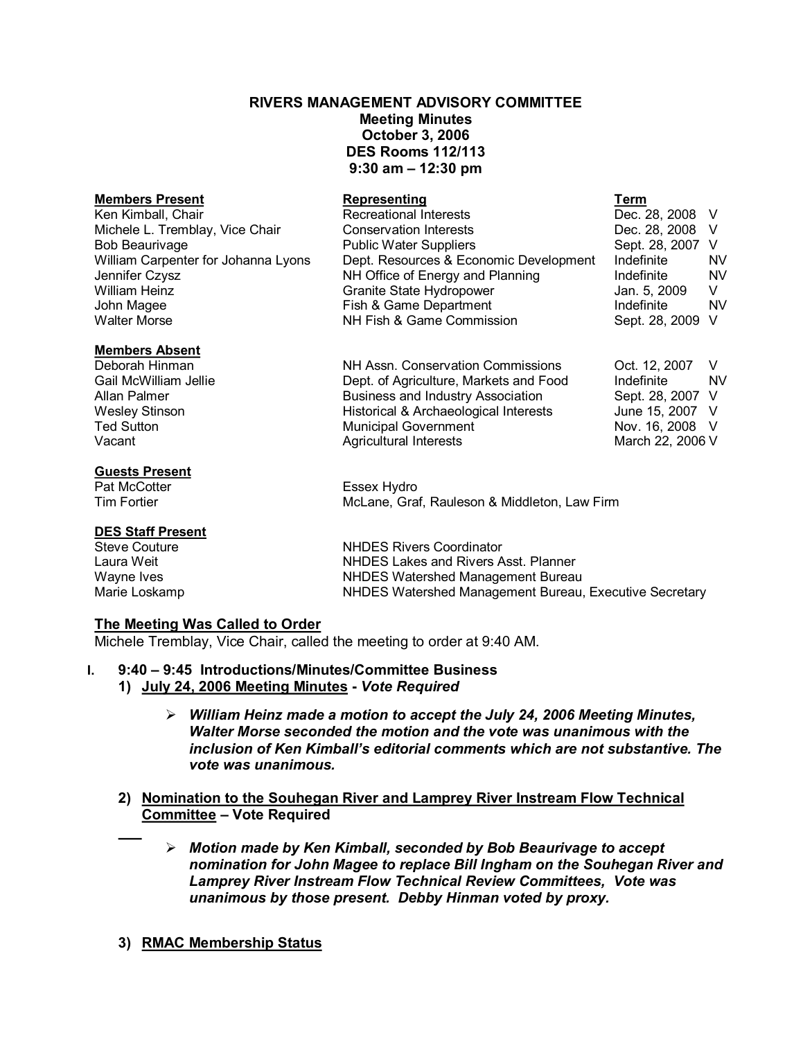**RIVERS MANAGEMENT ADVISORY COMMITTEE**
**Meeting Minutes**
**October 3, 2006**
**DES Rooms 112/113**
**9:30 am – 12:30 pm**

| **Members Present** | **Representing** | **Term** | |
|---|---|---|---|
| Ken Kimball, Chair | Recreational Interests | Dec. 28, 2008 | V |
| Michele L. Tremblay, Vice Chair | Conservation Interests | Dec. 28, 2008 | V |
| Bob Beaurivage | Public Water Suppliers | Sept. 28, 2007 | V |
| William Carpenter for Johanna Lyons | Dept. Resources & Economic Development | Indefinite | NV |
| Jennifer Czysz | NH Office of Energy and Planning | Indefinite | NV |
| William Heinz | Granite State Hydropower | Jan. 5, 2009 | V |
| John Magee | Fish & Game Department | Indefinite | NV |
| Walter Morse | NH Fish & Game Commission | Sept. 28, 2009 | V |

| **Members Absent** | | | |
|---|---|---|---|
| Deborah Hinman | NH Assn. Conservation Commissions | Oct. 12, 2007 | V |
| Gail McWilliam Jellie | Dept. of Agriculture, Markets and Food | Indefinite | NV |
| Allan Palmer | Business and Industry Association | Sept. 28, 2007 | V |
| Wesley Stinson | Historical & Archaeological Interests | June 15, 2007 | V |
| Ted Sutton | Municipal Government | Nov. 16, 2008 | V |
| Vacant | Agricultural Interests | March 22, 2006 | V |

**Guests Present**

Pat McCotter — Essex Hydro
Tim Fortier — McLane, Graf, Rauleson & Middleton, Law Firm

**DES Staff Present**

Steve Couture — NHDES Rivers Coordinator
Laura Weit — NHDES Lakes and Rivers Asst. Planner
Wayne Ives — NHDES Watershed Management Bureau
Marie Loskamp — NHDES Watershed Management Bureau, Executive Secretary

**The Meeting Was Called to Order**

Michele Tremblay, Vice Chair, called the meeting to order at 9:40 AM.

**I. 9:40 – 9:45 Introductions/Minutes/Committee Business**

**1) July 24, 2006 Meeting Minutes** - ***Vote Required***

- ***William Heinz made a motion to accept the July 24, 2006 Meeting Minutes, Walter Morse seconded the motion and the vote was unanimous with the inclusion of Ken Kimball's editorial comments which are not substantive. The vote was unanimous.***

**2) Nomination to the Souhegan River and Lamprey River Instream Flow Technical Committee – Vote Required**

- ***Motion made by Ken Kimball, seconded by Bob Beaurivage to accept nomination for John Magee to replace Bill Ingham on the Souhegan River and Lamprey River Instream Flow Technical Review Committees, Vote was unanimous by those present. Debby Hinman voted by proxy.***

**3) RMAC Membership Status**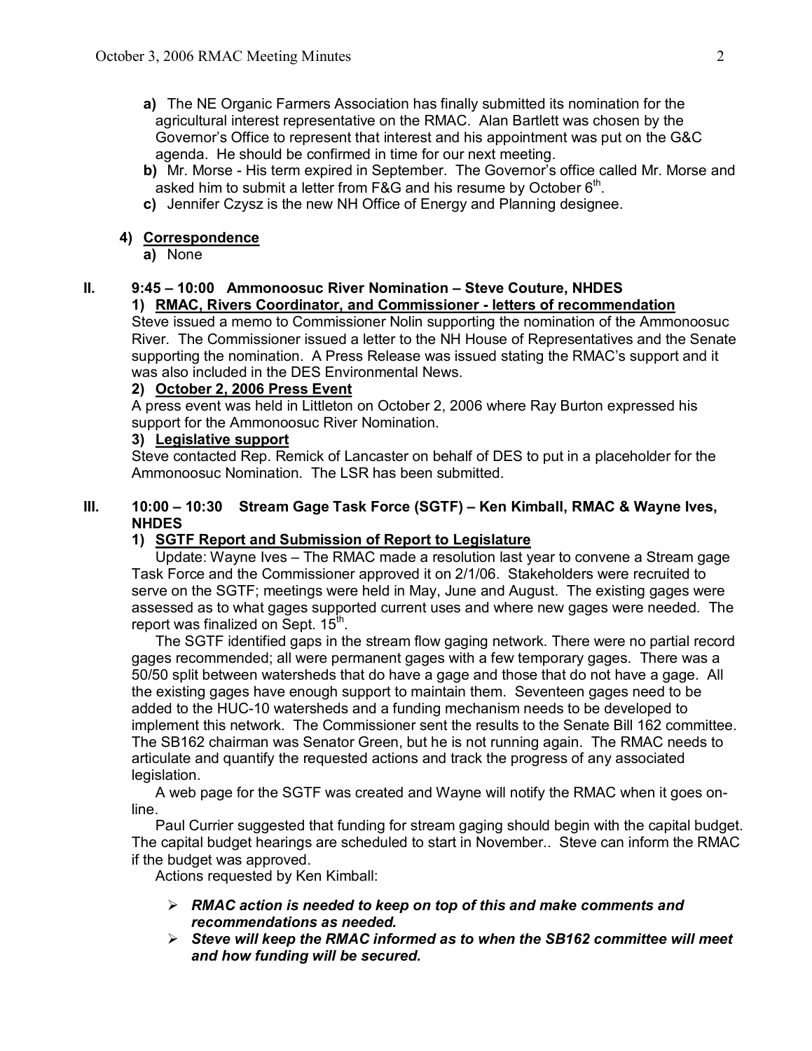**a)** The NE Organic Farmers Association has finally submitted its nomination for the agricultural interest representative on the RMAC. Alan Bartlett was chosen by the Governor's Office to represent that interest and his appointment was put on the G&C agenda. He should be confirmed in time for our next meeting.

**b)** Mr. Morse - His term expired in September. The Governor's office called Mr. Morse and asked him to submit a letter from F&G and his resume by October 6th.

**c)** Jennifer Czysz is the new NH Office of Energy and Planning designee.

**4) Correspondence**

**a)** None

## II. 9:45 – 10:00 Ammonoosuc River Nomination – Steve Couture, NHDES

**1) RMAC, Rivers Coordinator, and Commissioner - letters of recommendation**

Steve issued a memo to Commissioner Nolin supporting the nomination of the Ammonoosuc River. The Commissioner issued a letter to the NH House of Representatives and the Senate supporting the nomination. A Press Release was issued stating the RMAC's support and it was also included in the DES Environmental News.

**2) October 2, 2006 Press Event**

A press event was held in Littleton on October 2, 2006 where Ray Burton expressed his support for the Ammonoosuc River Nomination.

**3) Legislative support**

Steve contacted Rep. Remick of Lancaster on behalf of DES to put in a placeholder for the Ammonoosuc Nomination. The LSR has been submitted.

## III. 10:00 – 10:30 Stream Gage Task Force (SGTF) – Ken Kimball, RMAC & Wayne Ives, NHDES

**1) SGTF Report and Submission of Report to Legislature**

Update: Wayne Ives – The RMAC made a resolution last year to convene a Stream gage Task Force and the Commissioner approved it on 2/1/06. Stakeholders were recruited to serve on the SGTF; meetings were held in May, June and August. The existing gages were assessed as to what gages supported current uses and where new gages were needed. The report was finalized on Sept. 15th.

The SGTF identified gaps in the stream flow gaging network. There were no partial record gages recommended; all were permanent gages with a few temporary gages. There was a 50/50 split between watersheds that do have a gage and those that do not have a gage. All the existing gages have enough support to maintain them. Seventeen gages need to be added to the HUC-10 watersheds and a funding mechanism needs to be developed to implement this network. The Commissioner sent the results to the Senate Bill 162 committee. The SB162 chairman was Senator Green, but he is not running again. The RMAC needs to articulate and quantify the requested actions and track the progress of any associated legislation.

A web page for the SGTF was created and Wayne will notify the RMAC when it goes on-line.

Paul Currier suggested that funding for stream gaging should begin with the capital budget. The capital budget hearings are scheduled to start in November.. Steve can inform the RMAC if the budget was approved.

Actions requested by Ken Kimball:

- ***RMAC action is needed to keep on top of this and make comments and recommendations as needed.***
- ***Steve will keep the RMAC informed as to when the SB162 committee will meet and how funding will be secured.***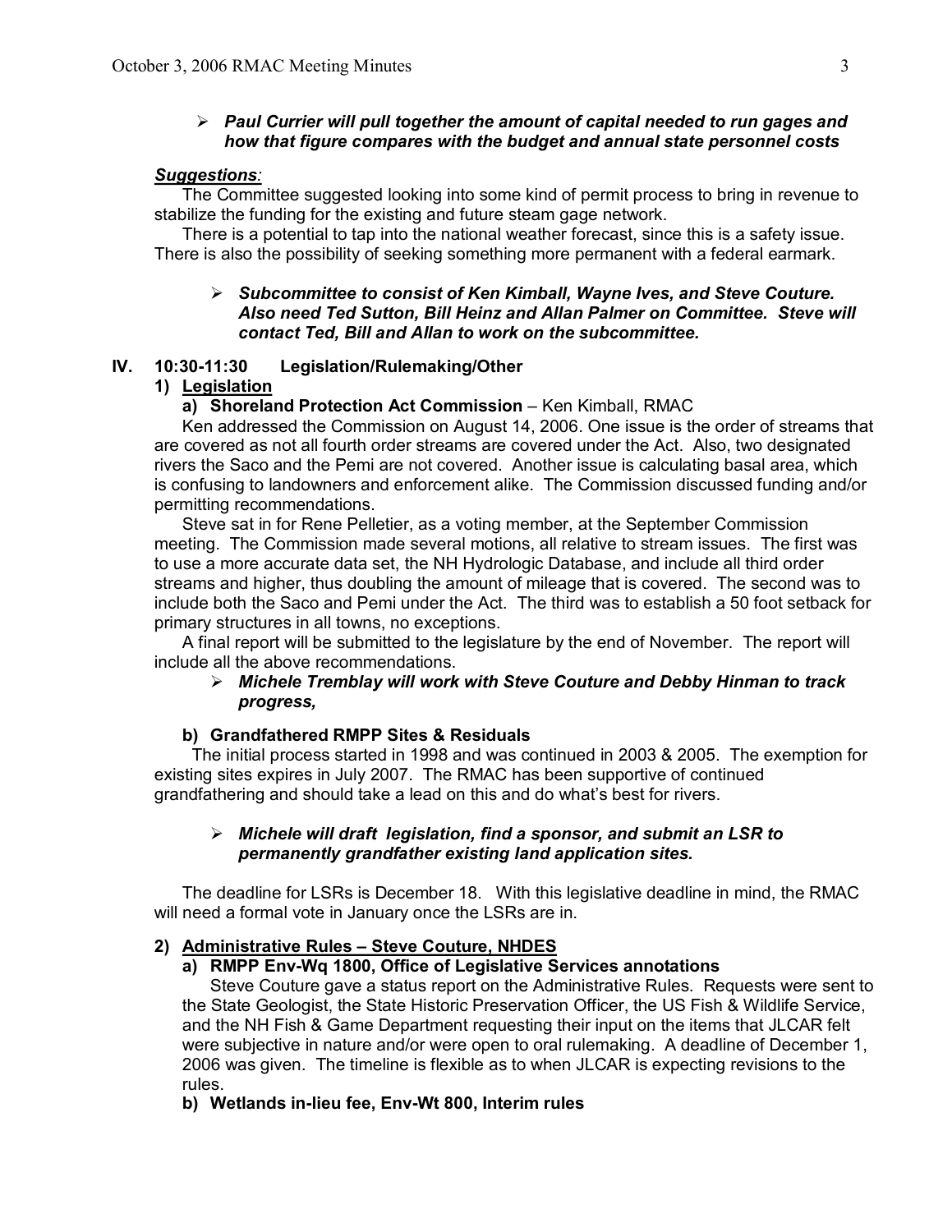- ***Paul Currier will pull together the amount of capital needed to run gages and how that figure compares with the budget and annual state personnel costs***

***Suggestions****:*

The Committee suggested looking into some kind of permit process to bring in revenue to stabilize the funding for the existing and future steam gage network.

There is a potential to tap into the national weather forecast, since this is a safety issue. There is also the possibility of seeking something more permanent with a federal earmark.

- ***Subcommittee to consist of Ken Kimball, Wayne Ives, and Steve Couture. Also need Ted Sutton, Bill Heinz and Allan Palmer on Committee. Steve will contact Ted, Bill and Allan to work on the subcommittee.***

## IV. 10:30-11:30 Legislation/Rulemaking/Other

### 1) Legislation

**a) Shoreland Protection Act Commission** – Ken Kimball, RMAC

Ken addressed the Commission on August 14, 2006. One issue is the order of streams that are covered as not all fourth order streams are covered under the Act. Also, two designated rivers the Saco and the Pemi are not covered. Another issue is calculating basal area, which is confusing to landowners and enforcement alike. The Commission discussed funding and/or permitting recommendations.

Steve sat in for Rene Pelletier, as a voting member, at the September Commission meeting. The Commission made several motions, all relative to stream issues. The first was to use a more accurate data set, the NH Hydrologic Database, and include all third order streams and higher, thus doubling the amount of mileage that is covered. The second was to include both the Saco and Pemi under the Act. The third was to establish a 50 foot setback for primary structures in all towns, no exceptions.

A final report will be submitted to the legislature by the end of November. The report will include all the above recommendations.

- ***Michele Tremblay will work with Steve Couture and Debby Hinman to track progress,***

**b) Grandfathered RMPP Sites & Residuals**

The initial process started in 1998 and was continued in 2003 & 2005. The exemption for existing sites expires in July 2007. The RMAC has been supportive of continued grandfathering and should take a lead on this and do what's best for rivers.

- ***Michele will draft legislation, find a sponsor, and submit an LSR to permanently grandfather existing land application sites.***

The deadline for LSRs is December 18. With this legislative deadline in mind, the RMAC will need a formal vote in January once the LSRs are in.

### 2) Administrative Rules – Steve Couture, NHDES

**a) RMPP Env-Wq 1800, Office of Legislative Services annotations**

Steve Couture gave a status report on the Administrative Rules. Requests were sent to the State Geologist, the State Historic Preservation Officer, the US Fish & Wildlife Service, and the NH Fish & Game Department requesting their input on the items that JLCAR felt were subjective in nature and/or were open to oral rulemaking. A deadline of December 1, 2006 was given. The timeline is flexible as to when JLCAR is expecting revisions to the rules.

**b) Wetlands in-lieu fee, Env-Wt 800, Interim rules**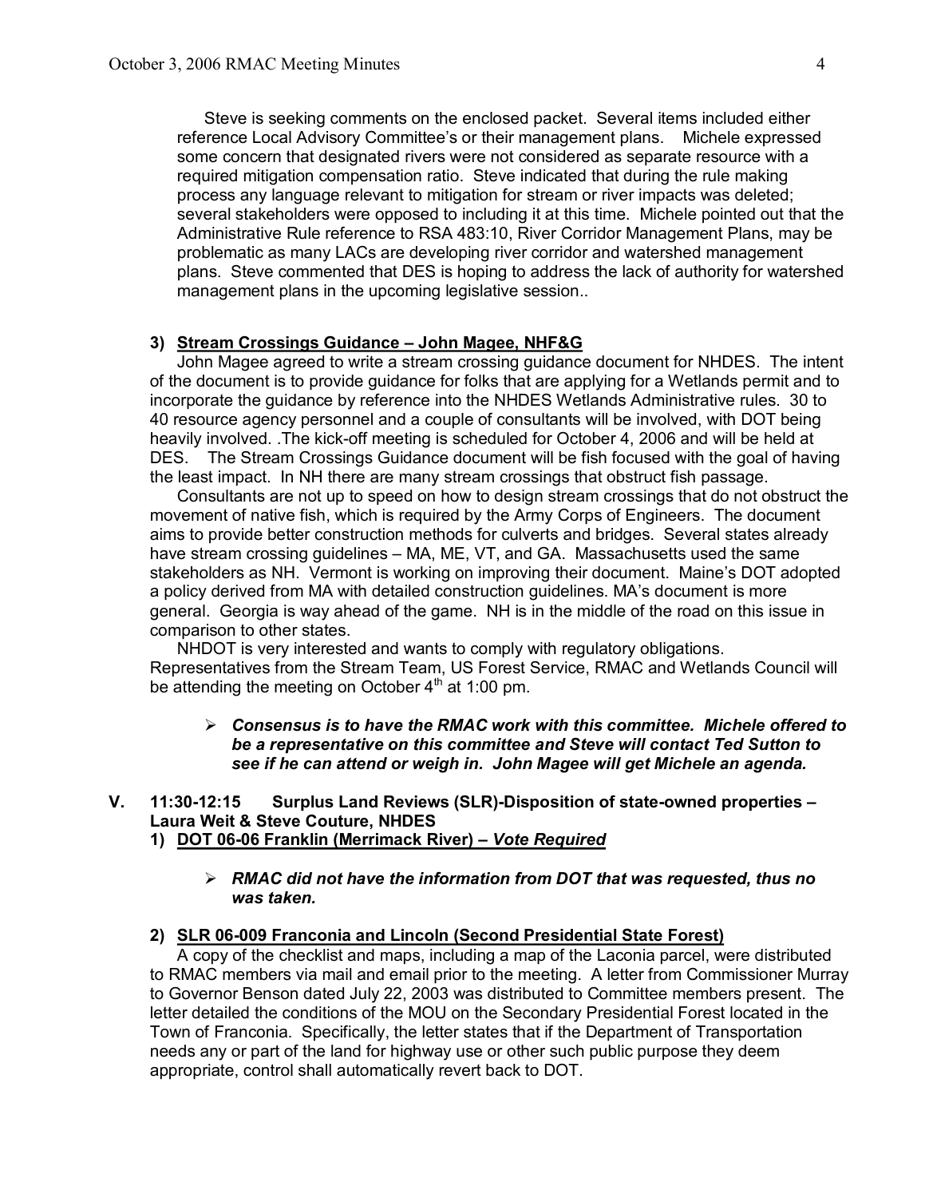Steve is seeking comments on the enclosed packet. Several items included either reference Local Advisory Committee's or their management plans. Michele expressed some concern that designated rivers were not considered as separate resource with a required mitigation compensation ratio. Steve indicated that during the rule making process any language relevant to mitigation for stream or river impacts was deleted; several stakeholders were opposed to including it at this time. Michele pointed out that the Administrative Rule reference to RSA 483:10, River Corridor Management Plans, may be problematic as many LACs are developing river corridor and watershed management plans. Steve commented that DES is hoping to address the lack of authority for watershed management plans in the upcoming legislative session..

**3) Stream Crossings Guidance – John Magee, NHF&G**

John Magee agreed to write a stream crossing guidance document for NHDES. The intent of the document is to provide guidance for folks that are applying for a Wetlands permit and to incorporate the guidance by reference into the NHDES Wetlands Administrative rules. 30 to 40 resource agency personnel and a couple of consultants will be involved, with DOT being heavily involved. .The kick-off meeting is scheduled for October 4, 2006 and will be held at DES. The Stream Crossings Guidance document will be fish focused with the goal of having the least impact. In NH there are many stream crossings that obstruct fish passage.

Consultants are not up to speed on how to design stream crossings that do not obstruct the movement of native fish, which is required by the Army Corps of Engineers. The document aims to provide better construction methods for culverts and bridges. Several states already have stream crossing guidelines – MA, ME, VT, and GA. Massachusetts used the same stakeholders as NH. Vermont is working on improving their document. Maine's DOT adopted a policy derived from MA with detailed construction guidelines. MA's document is more general. Georgia is way ahead of the game. NH is in the middle of the road on this issue in comparison to other states.

NHDOT is very interested and wants to comply with regulatory obligations. Representatives from the Stream Team, US Forest Service, RMAC and Wetlands Council will be attending the meeting on October 4th at 1:00 pm.

- ***Consensus is to have the RMAC work with this committee. Michele offered to be a representative on this committee and Steve will contact Ted Sutton to see if he can attend or weigh in. John Magee will get Michele an agenda.***

**V. 11:30-12:15 Surplus Land Reviews (SLR)-Disposition of state-owned properties – Laura Weit & Steve Couture, NHDES**

**1) DOT 06-06 Franklin (Merrimack River) – *Vote Required***

- ***RMAC did not have the information from DOT that was requested, thus no was taken.***

**2) SLR 06-009 Franconia and Lincoln (Second Presidential State Forest)**

A copy of the checklist and maps, including a map of the Laconia parcel, were distributed to RMAC members via mail and email prior to the meeting. A letter from Commissioner Murray to Governor Benson dated July 22, 2003 was distributed to Committee members present. The letter detailed the conditions of the MOU on the Secondary Presidential Forest located in the Town of Franconia. Specifically, the letter states that if the Department of Transportation needs any or part of the land for highway use or other such public purpose they deem appropriate, control shall automatically revert back to DOT.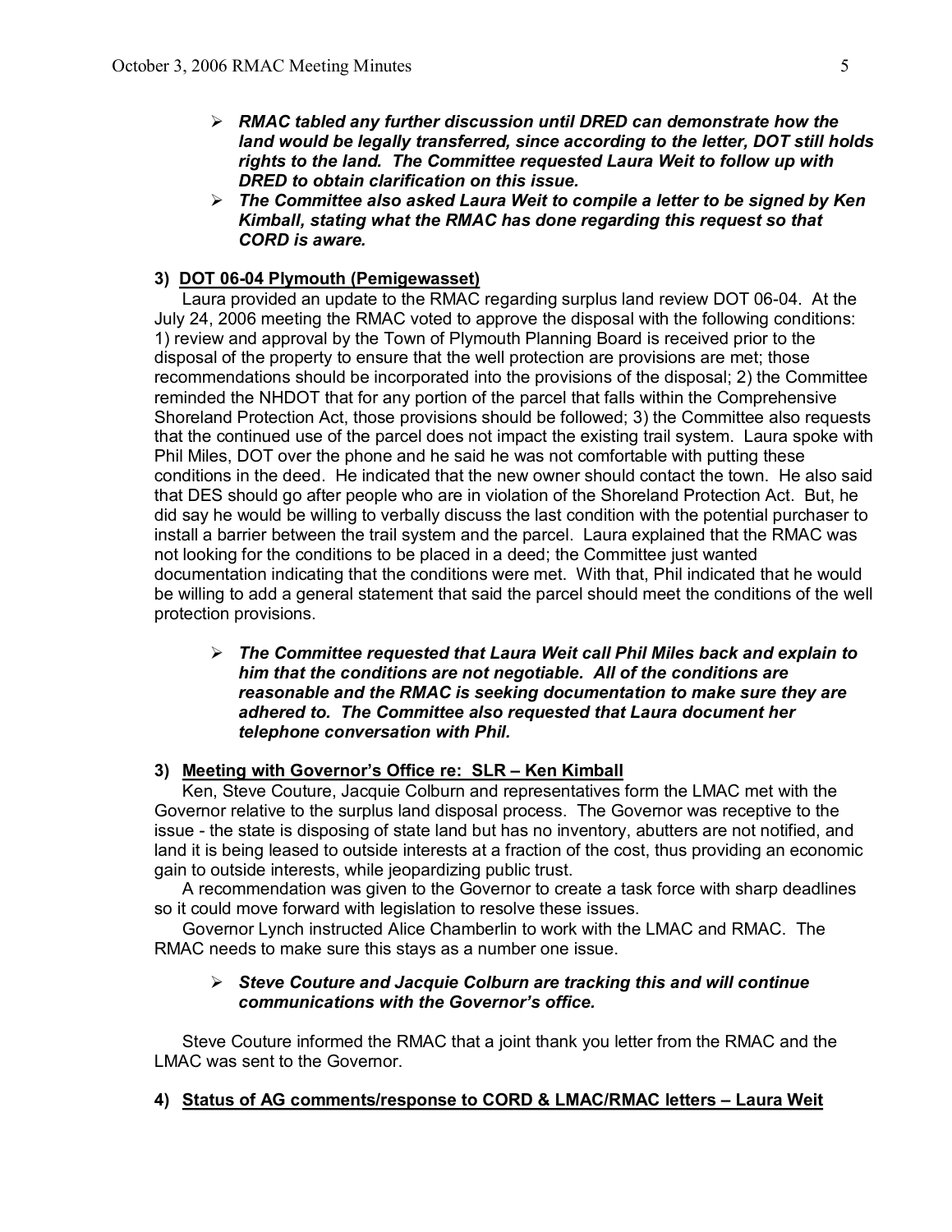- ***RMAC tabled any further discussion until DRED can demonstrate how the land would be legally transferred, since according to the letter, DOT still holds rights to the land. The Committee requested Laura Weit to follow up with DRED to obtain clarification on this issue.***
- ***The Committee also asked Laura Weit to compile a letter to be signed by Ken Kimball, stating what the RMAC has done regarding this request so that CORD is aware.***

### 3) DOT 06-04 Plymouth (Pemigewasset)

Laura provided an update to the RMAC regarding surplus land review DOT 06-04. At the July 24, 2006 meeting the RMAC voted to approve the disposal with the following conditions: 1) review and approval by the Town of Plymouth Planning Board is received prior to the disposal of the property to ensure that the well protection are provisions are met; those recommendations should be incorporated into the provisions of the disposal; 2) the Committee reminded the NHDOT that for any portion of the parcel that falls within the Comprehensive Shoreland Protection Act, those provisions should be followed; 3) the Committee also requests that the continued use of the parcel does not impact the existing trail system. Laura spoke with Phil Miles, DOT over the phone and he said he was not comfortable with putting these conditions in the deed. He indicated that the new owner should contact the town. He also said that DES should go after people who are in violation of the Shoreland Protection Act. But, he did say he would be willing to verbally discuss the last condition with the potential purchaser to install a barrier between the trail system and the parcel. Laura explained that the RMAC was not looking for the conditions to be placed in a deed; the Committee just wanted documentation indicating that the conditions were met. With that, Phil indicated that he would be willing to add a general statement that said the parcel should meet the conditions of the well protection provisions.

- ***The Committee requested that Laura Weit call Phil Miles back and explain to him that the conditions are not negotiable. All of the conditions are reasonable and the RMAC is seeking documentation to make sure they are adhered to. The Committee also requested that Laura document her telephone conversation with Phil.***

### 3) Meeting with Governor's Office re: SLR – Ken Kimball

Ken, Steve Couture, Jacquie Colburn and representatives form the LMAC met with the Governor relative to the surplus land disposal process. The Governor was receptive to the issue - the state is disposing of state land but has no inventory, abutters are not notified, and land it is being leased to outside interests at a fraction of the cost, thus providing an economic gain to outside interests, while jeopardizing public trust.

A recommendation was given to the Governor to create a task force with sharp deadlines so it could move forward with legislation to resolve these issues.

Governor Lynch instructed Alice Chamberlin to work with the LMAC and RMAC. The RMAC needs to make sure this stays as a number one issue.

- ***Steve Couture and Jacquie Colburn are tracking this and will continue communications with the Governor's office.***

Steve Couture informed the RMAC that a joint thank you letter from the RMAC and the LMAC was sent to the Governor.

### 4) Status of AG comments/response to CORD & LMAC/RMAC letters – Laura Weit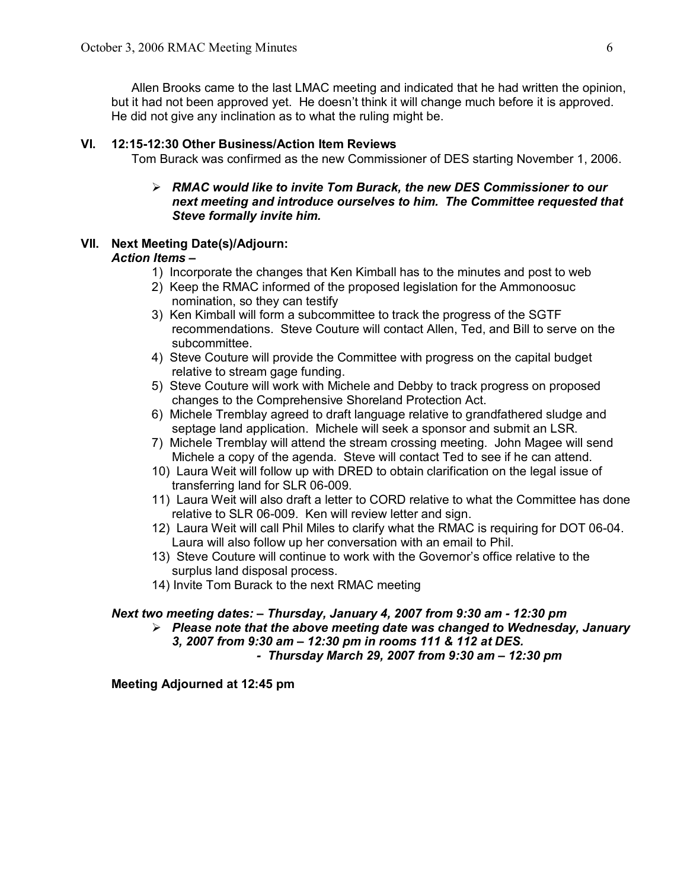Allen Brooks came to the last LMAC meeting and indicated that he had written the opinion, but it had not been approved yet. He doesn't think it will change much before it is approved. He did not give any inclination as to what the ruling might be.

## VI. 12:15-12:30 Other Business/Action Item Reviews

Tom Burack was confirmed as the new Commissioner of DES starting November 1, 2006.

- ***RMAC would like to invite Tom Burack, the new DES Commissioner to our next meeting and introduce ourselves to him. The Committee requested that Steve formally invite him.***

## VII. Next Meeting Date(s)/Adjourn:

***Action Items –***

1) Incorporate the changes that Ken Kimball has to the minutes and post to web
2) Keep the RMAC informed of the proposed legislation for the Ammonoosuc nomination, so they can testify
3) Ken Kimball will form a subcommittee to track the progress of the SGTF recommendations. Steve Couture will contact Allen, Ted, and Bill to serve on the subcommittee.
4) Steve Couture will provide the Committee with progress on the capital budget relative to stream gage funding.
5) Steve Couture will work with Michele and Debby to track progress on proposed changes to the Comprehensive Shoreland Protection Act.
6) Michele Tremblay agreed to draft language relative to grandfathered sludge and septage land application. Michele will seek a sponsor and submit an LSR.
7) Michele Tremblay will attend the stream crossing meeting. John Magee will send Michele a copy of the agenda. Steve will contact Ted to see if he can attend.

10) Laura Weit will follow up with DRED to obtain clarification on the legal issue of transferring land for SLR 06-009.
11) Laura Weit will also draft a letter to CORD relative to what the Committee has done relative to SLR 06-009. Ken will review letter and sign.
12) Laura Weit will call Phil Miles to clarify what the RMAC is requiring for DOT 06-04. Laura will also follow up her conversation with an email to Phil.
13) Steve Couture will continue to work with the Governor's office relative to the surplus land disposal process.
14) Invite Tom Burack to the next RMAC meeting

***Next two meeting dates: – Thursday, January 4, 2007 from 9:30 am - 12:30 pm***

- ***Please note that the above meeting date was changed to Wednesday, January 3, 2007 from 9:30 am – 12:30 pm in rooms 111 & 112 at DES.***

***- Thursday March 29, 2007 from 9:30 am – 12:30 pm***

**Meeting Adjourned at 12:45 pm**